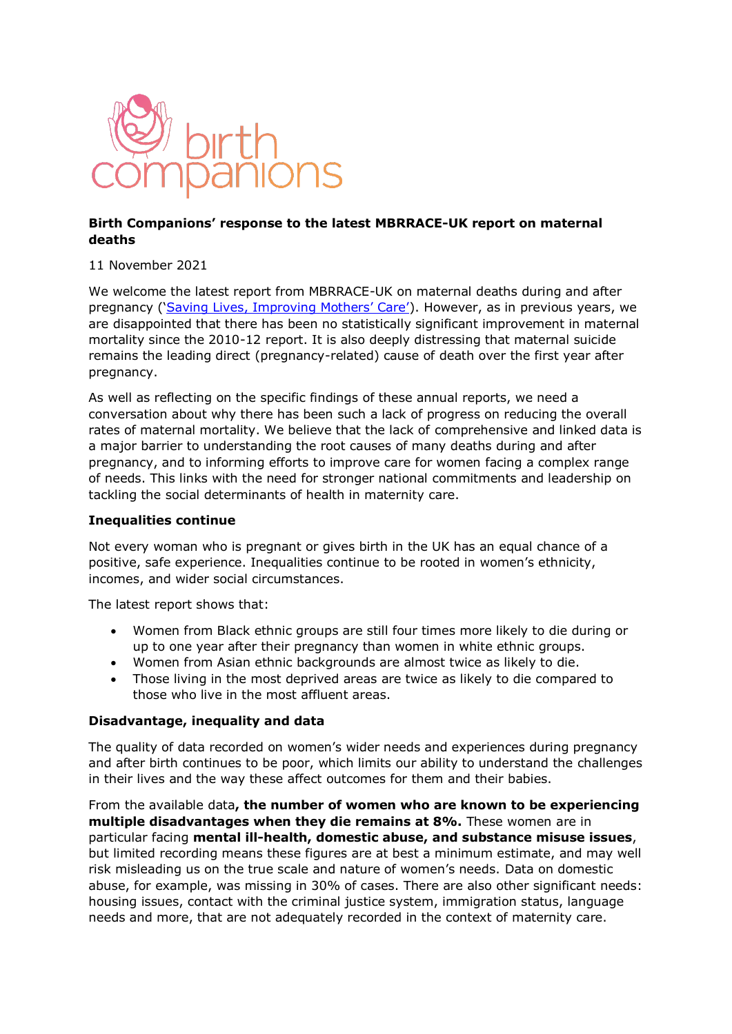**Birth Companions' response to the latest MBRRACE-UK report on maternal deaths**

11 November 2021

We welcome the latest report from MBRRACE-UK on maternal deaths during and after pregnancy ('Saving Lives, Improving Mothers' Care'). However, as in previous years, we are disappointed that there has been no statistically significant improvement in maternal mortality since the 2010-12 report. It is also deeply distressing that maternal suicide remains the leading direct (pregnancy-related) cause of death over the first year after pregnancy.

As well as reflecting on the specific findings of these annual reports, we need a conversation about why there has been such a lack of progress on reducing the overall rates of maternal mortality. We believe that the lack of comprehensive and linked data is a major barrier to understanding the root causes of many deaths during and after pregnancy, and to informing efforts to improve care for women facing a complex range of needs. This links with the need for stronger national commitments and leadership on tackling the social determinants of health in maternity care.

**Inequalities continue**

Not every woman who is pregnant or gives birth in the UK has an equal chance of a positive, safe experience. Inequalities continue to be rooted in women's ethnicity, incomes, and wider social circumstances.

The latest report shows that:

- Women from Black ethnic groups are still four times more likely to die during or up to one year after their pregnancy than women in white ethnic groups.
- Women from Asian ethnic backgrounds are almost twice as likely to die.
- Those living in the most deprived areas are twice as likely to die compared to those who live in the most affluent areas.

**Disadvantage, inequality and data**

The quality of data recorded on women's wider needs and experiences during pregnancy and after birth continues to be poor, which limits our ability to understand the challenges in their lives and the way these affect outcomes for them and their babies.

From the available data**, the number of women who are known to be experiencing multiple disadvantages when they die remains at 8%.** These women are in particular facing **mental ill-health, domestic abuse, and substance misuse issues**, but limited recording means these figures are at best a minimum estimate, and may well risk misleading us on the true scale and nature of women's needs. Data on domestic abuse, for example, was missing in 30% of cases. There are also other significant needs: housing issues, contact with the criminal justice system, immigration status, language needs and more, that are not adequately recorded in the context of maternity care.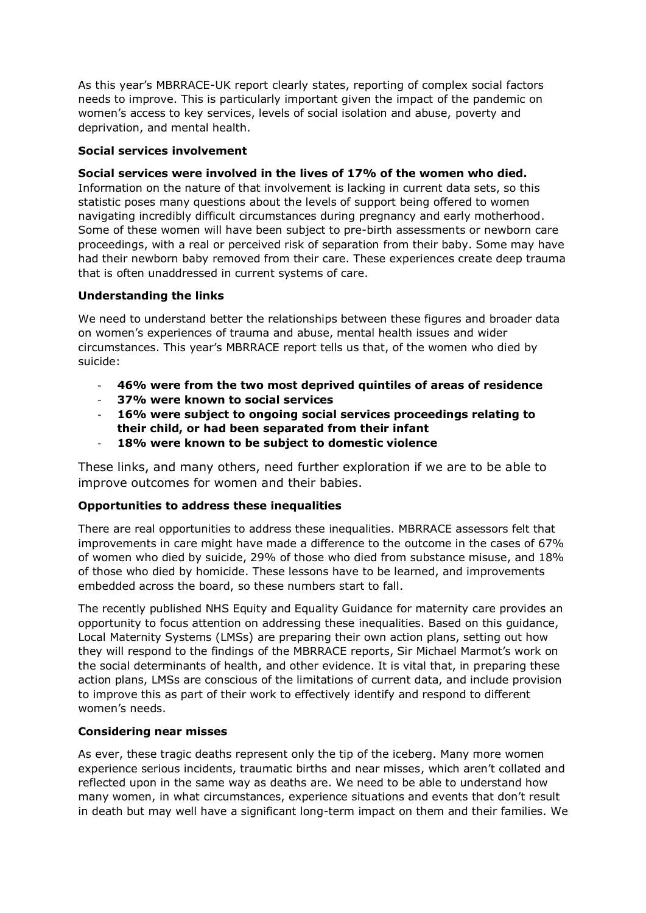As this year's MBRRACE-UK report clearly states, reporting of complex social factors needs to improve. This is particularly important given the impact of the pandemic on women's access to key services, levels of social isolation and abuse, poverty and deprivation, and mental health.

### Social services involvement

**Social services were involved in the lives of 17% of the women who died.** Information on the nature of that involvement is lacking in current data sets, so this statistic poses many questions about the levels of support being offered to women navigating incredibly difficult circumstances during pregnancy and early motherhood. Some of these women will have been subject to pre-birth assessments or newborn care proceedings, with a real or perceived risk of separation from their baby. Some may have had their newborn baby removed from their care. These experiences create deep trauma that is often unaddressed in current systems of care.

### Understanding the links

We need to understand better the relationships between these figures and broader data on women's experiences of trauma and abuse, mental health issues and wider circumstances. This year's MBRRACE report tells us that, of the women who died by suicide:

- **46% were from the two most deprived quintiles of areas of residence**
- **37% were known to social services**
- **16% were subject to ongoing social services proceedings relating to their child, or had been separated from their infant**
- **18% were known to be subject to domestic violence**

These links, and many others, need further exploration if we are to be able to improve outcomes for women and their babies.

### Opportunities to address these inequalities

There are real opportunities to address these inequalities. MBRRACE assessors felt that improvements in care might have made a difference to the outcome in the cases of 67% of women who died by suicide, 29% of those who died from substance misuse, and 18% of those who died by homicide. These lessons have to be learned, and improvements embedded across the board, so these numbers start to fall.

The recently published NHS Equity and Equality Guidance for maternity care provides an opportunity to focus attention on addressing these inequalities. Based on this guidance, Local Maternity Systems (LMSs) are preparing their own action plans, setting out how they will respond to the findings of the MBRRACE reports, Sir Michael Marmot's work on the social determinants of health, and other evidence. It is vital that, in preparing these action plans, LMSs are conscious of the limitations of current data, and include provision to improve this as part of their work to effectively identify and respond to different women's needs.

### Considering near misses

As ever, these tragic deaths represent only the tip of the iceberg. Many more women experience serious incidents, traumatic births and near misses, which aren't collated and reflected upon in the same way as deaths are. We need to be able to understand how many women, in what circumstances, experience situations and events that don't result in death but may well have a significant long-term impact on them and their families. We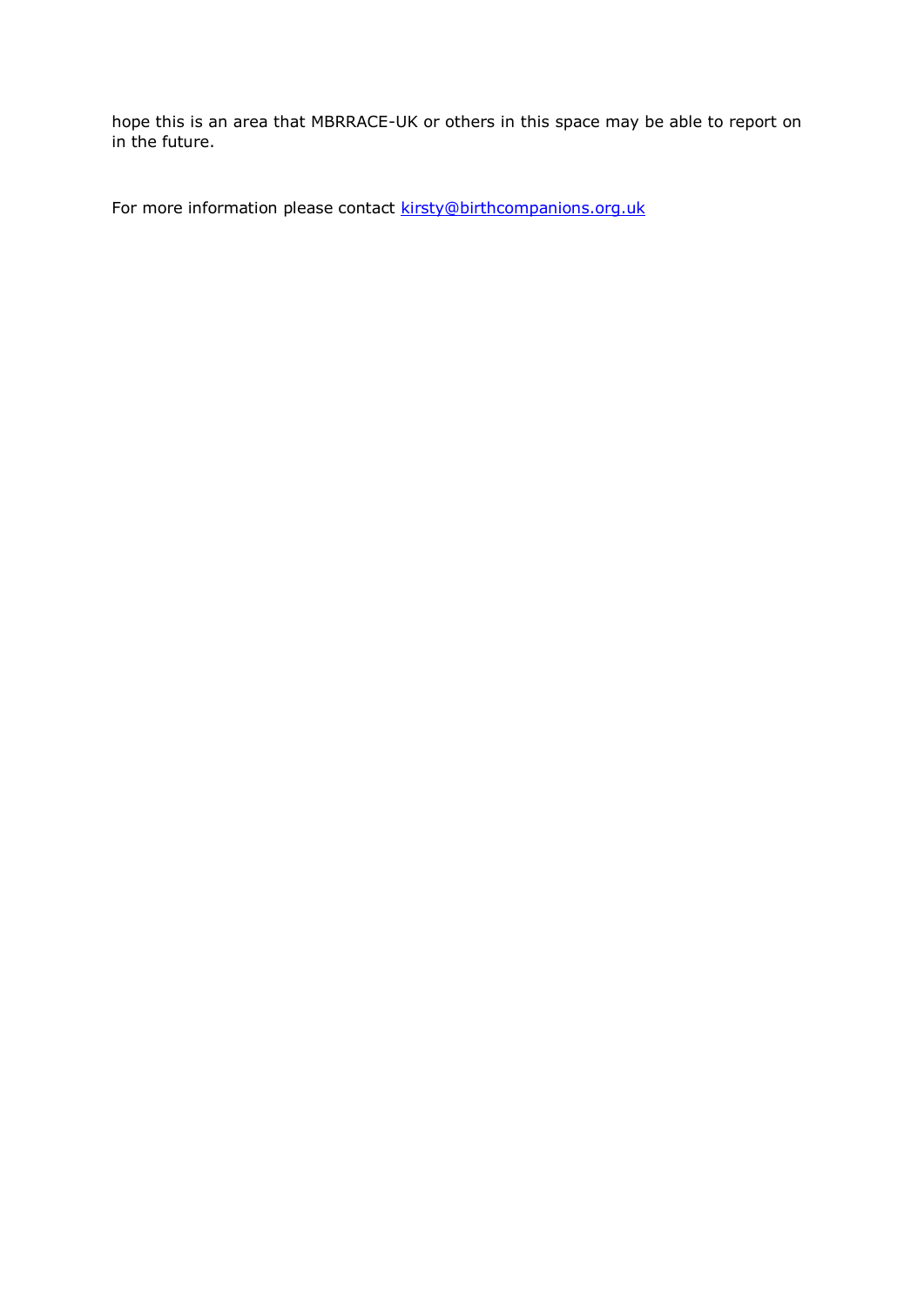hope this is an area that MBRRACE-UK or others in this space may be able to report on in the future.

For more information please contact kirsty@birthcompanions.org.uk